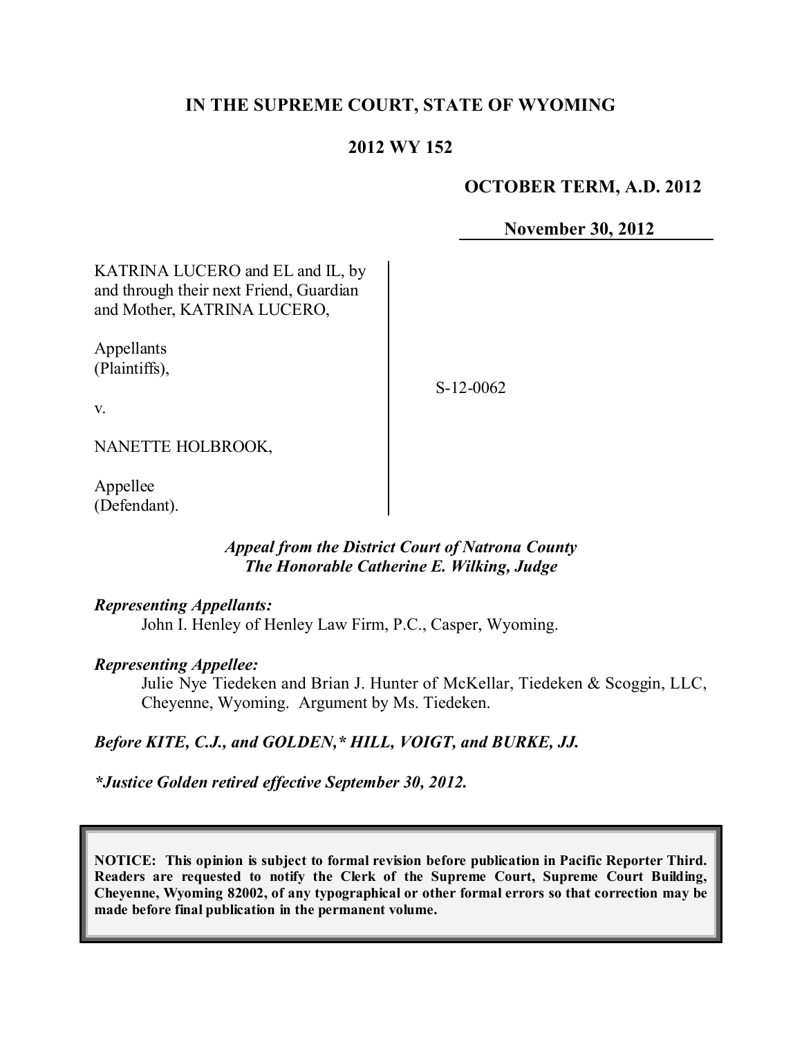# IN THE SUPREME COURT, STATE OF WYOMING

## 2012 WY 152

**OCTOBER TERM, A.D. 2012**

**November 30, 2012**

| | |
|---|---|
| KATRINA LUCERO and EL and IL, by and through their next Friend, Guardian and Mother, KATRINA LUCERO,<br><br>Appellants (Plaintiffs),<br><br>v.<br><br>NANETTE HOLBROOK,<br><br>Appellee (Defendant). | S-12-0062 |

*Appeal from the District Court of Natrona County*
*The Honorable Catherine E. Wilking, Judge*

***Representing Appellants:***
John I. Henley of Henley Law Firm, P.C., Casper, Wyoming.

***Representing Appellee:***
Julie Nye Tiedeken and Brian J. Hunter of McKellar, Tiedeken & Scoggin, LLC, Cheyenne, Wyoming. Argument by Ms. Tiedeken.

***Before KITE, C.J., and GOLDEN,* HILL, VOIGT, and BURKE, JJ.***

***\*Justice Golden retired effective September 30, 2012.***

**NOTICE: This opinion is subject to formal revision before publication in Pacific Reporter Third. Readers are requested to notify the Clerk of the Supreme Court, Supreme Court Building, Cheyenne, Wyoming 82002, of any typographical or other formal errors so that correction may be made before final publication in the permanent volume.**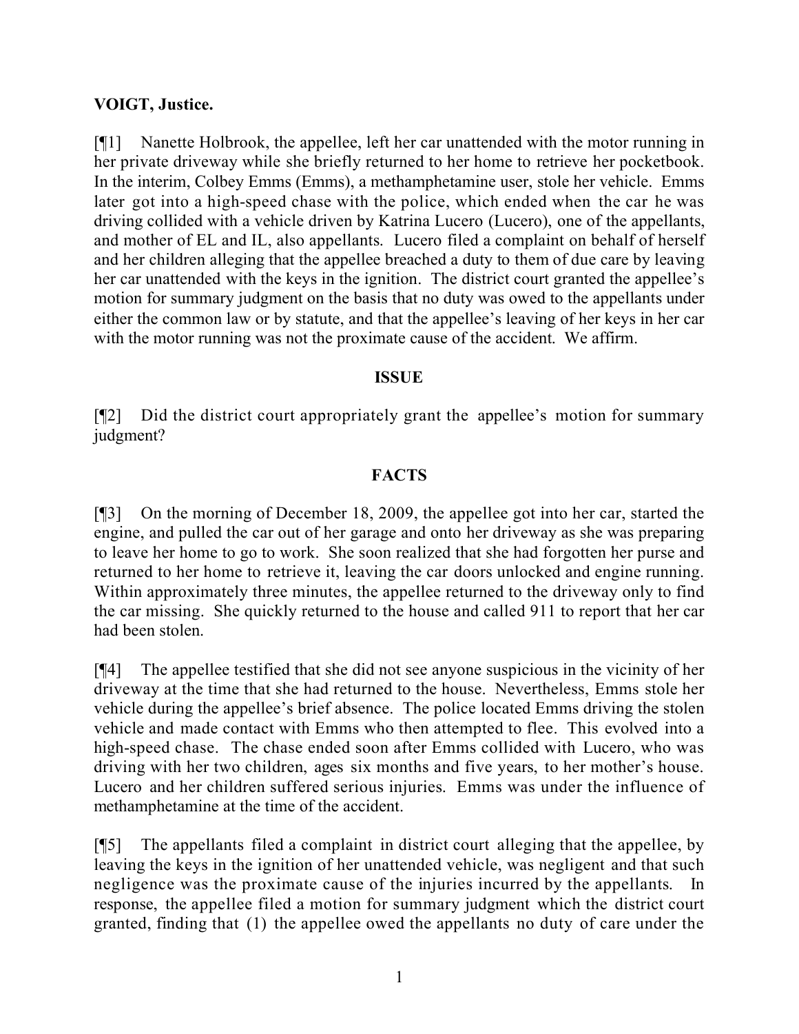**VOIGT, Justice.**

[¶1] Nanette Holbrook, the appellee, left her car unattended with the motor running in her private driveway while she briefly returned to her home to retrieve her pocketbook. In the interim, Colbey Emms (Emms), a methamphetamine user, stole her vehicle. Emms later got into a high-speed chase with the police, which ended when the car he was driving collided with a vehicle driven by Katrina Lucero (Lucero), one of the appellants, and mother of EL and IL, also appellants. Lucero filed a complaint on behalf of herself and her children alleging that the appellee breached a duty to them of due care by leaving her car unattended with the keys in the ignition. The district court granted the appellee's motion for summary judgment on the basis that no duty was owed to the appellants under either the common law or by statute, and that the appellee's leaving of her keys in her car with the motor running was not the proximate cause of the accident. We affirm.

## ISSUE

[¶2] Did the district court appropriately grant the appellee's motion for summary judgment?

## FACTS

[¶3] On the morning of December 18, 2009, the appellee got into her car, started the engine, and pulled the car out of her garage and onto her driveway as she was preparing to leave her home to go to work. She soon realized that she had forgotten her purse and returned to her home to retrieve it, leaving the car doors unlocked and engine running. Within approximately three minutes, the appellee returned to the driveway only to find the car missing. She quickly returned to the house and called 911 to report that her car had been stolen.

[¶4] The appellee testified that she did not see anyone suspicious in the vicinity of her driveway at the time that she had returned to the house. Nevertheless, Emms stole her vehicle during the appellee's brief absence. The police located Emms driving the stolen vehicle and made contact with Emms who then attempted to flee. This evolved into a high-speed chase. The chase ended soon after Emms collided with Lucero, who was driving with her two children, ages six months and five years, to her mother's house. Lucero and her children suffered serious injuries. Emms was under the influence of methamphetamine at the time of the accident.

[¶5] The appellants filed a complaint in district court alleging that the appellee, by leaving the keys in the ignition of her unattended vehicle, was negligent and that such negligence was the proximate cause of the injuries incurred by the appellants. In response, the appellee filed a motion for summary judgment which the district court granted, finding that (1) the appellee owed the appellants no duty of care under the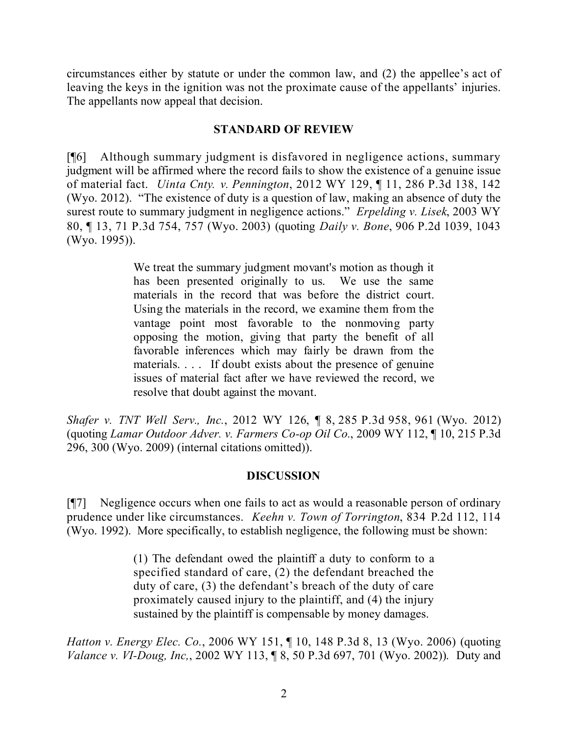circumstances either by statute or under the common law, and (2) the appellee's act of leaving the keys in the ignition was not the proximate cause of the appellants' injuries. The appellants now appeal that decision.

## STANDARD OF REVIEW

[¶6] Although summary judgment is disfavored in negligence actions, summary judgment will be affirmed where the record fails to show the existence of a genuine issue of material fact. *Uinta Cnty. v. Pennington*, 2012 WY 129, ¶ 11, 286 P.3d 138, 142 (Wyo. 2012). "The existence of duty is a question of law, making an absence of duty the surest route to summary judgment in negligence actions." *Erpelding v. Lisek*, 2003 WY 80, ¶ 13, 71 P.3d 754, 757 (Wyo. 2003) (quoting *Daily v. Bone*, 906 P.2d 1039, 1043 (Wyo. 1995)).

> We treat the summary judgment movant's motion as though it has been presented originally to us. We use the same materials in the record that was before the district court. Using the materials in the record, we examine them from the vantage point most favorable to the nonmoving party opposing the motion, giving that party the benefit of all favorable inferences which may fairly be drawn from the materials. . . . If doubt exists about the presence of genuine issues of material fact after we have reviewed the record, we resolve that doubt against the movant.

*Shafer v. TNT Well Serv., Inc.*, 2012 WY 126, ¶ 8, 285 P.3d 958, 961 (Wyo. 2012) (quoting *Lamar Outdoor Adver. v. Farmers Co-op Oil Co.*, 2009 WY 112, ¶ 10, 215 P.3d 296, 300 (Wyo. 2009) (internal citations omitted)).

## DISCUSSION

[¶7] Negligence occurs when one fails to act as would a reasonable person of ordinary prudence under like circumstances. *Keehn v. Town of Torrington*, 834 P.2d 112, 114 (Wyo. 1992). More specifically, to establish negligence, the following must be shown:

> (1) The defendant owed the plaintiff a duty to conform to a specified standard of care, (2) the defendant breached the duty of care, (3) the defendant's breach of the duty of care proximately caused injury to the plaintiff, and (4) the injury sustained by the plaintiff is compensable by money damages.

*Hatton v. Energy Elec. Co.*, 2006 WY 151, ¶ 10, 148 P.3d 8, 13 (Wyo. 2006) (quoting *Valance v. VI-Doug, Inc,*, 2002 WY 113, ¶ 8, 50 P.3d 697, 701 (Wyo. 2002)). Duty and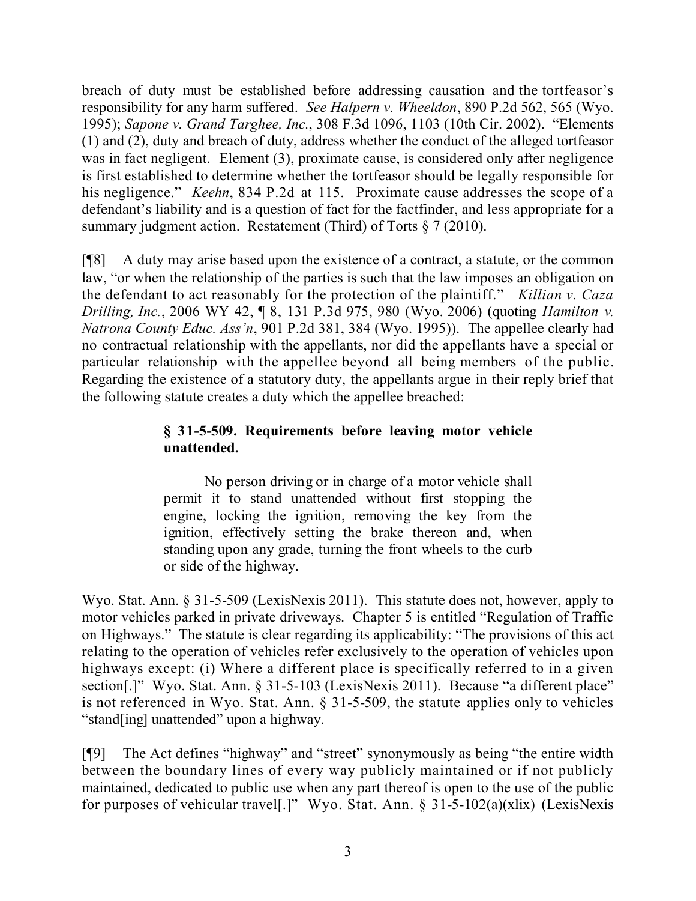breach of duty must be established before addressing causation and the tortfeasor's responsibility for any harm suffered. *See Halpern v. Wheeldon*, 890 P.2d 562, 565 (Wyo. 1995); *Sapone v. Grand Targhee, Inc.*, 308 F.3d 1096, 1103 (10th Cir. 2002). "Elements (1) and (2), duty and breach of duty, address whether the conduct of the alleged tortfeasor was in fact negligent. Element (3), proximate cause, is considered only after negligence is first established to determine whether the tortfeasor should be legally responsible for his negligence." *Keehn*, 834 P.2d at 115. Proximate cause addresses the scope of a defendant's liability and is a question of fact for the factfinder, and less appropriate for a summary judgment action. Restatement (Third) of Torts § 7 (2010).

[¶8] A duty may arise based upon the existence of a contract, a statute, or the common law, "or when the relationship of the parties is such that the law imposes an obligation on the defendant to act reasonably for the protection of the plaintiff." *Killian v. Caza Drilling, Inc.*, 2006 WY 42, ¶ 8, 131 P.3d 975, 980 (Wyo. 2006) (quoting *Hamilton v. Natrona County Educ. Ass'n*, 901 P.2d 381, 384 (Wyo. 1995)). The appellee clearly had no contractual relationship with the appellants, nor did the appellants have a special or particular relationship with the appellee beyond all being members of the public. Regarding the existence of a statutory duty, the appellants argue in their reply brief that the following statute creates a duty which the appellee breached:

> **§ 31-5-509. Requirements before leaving motor vehicle unattended.**
>
> No person driving or in charge of a motor vehicle shall permit it to stand unattended without first stopping the engine, locking the ignition, removing the key from the ignition, effectively setting the brake thereon and, when standing upon any grade, turning the front wheels to the curb or side of the highway.

Wyo. Stat. Ann. § 31-5-509 (LexisNexis 2011). This statute does not, however, apply to motor vehicles parked in private driveways. Chapter 5 is entitled "Regulation of Traffic on Highways." The statute is clear regarding its applicability: "The provisions of this act relating to the operation of vehicles refer exclusively to the operation of vehicles upon highways except: (i) Where a different place is specifically referred to in a given section[.]" Wyo. Stat. Ann. § 31-5-103 (LexisNexis 2011). Because "a different place" is not referenced in Wyo. Stat. Ann. § 31-5-509, the statute applies only to vehicles "stand[ing] unattended" upon a highway.

[¶9] The Act defines "highway" and "street" synonymously as being "the entire width between the boundary lines of every way publicly maintained or if not publicly maintained, dedicated to public use when any part thereof is open to the use of the public for purposes of vehicular travel[.]" Wyo. Stat. Ann. § 31-5-102(a)(xlix) (LexisNexis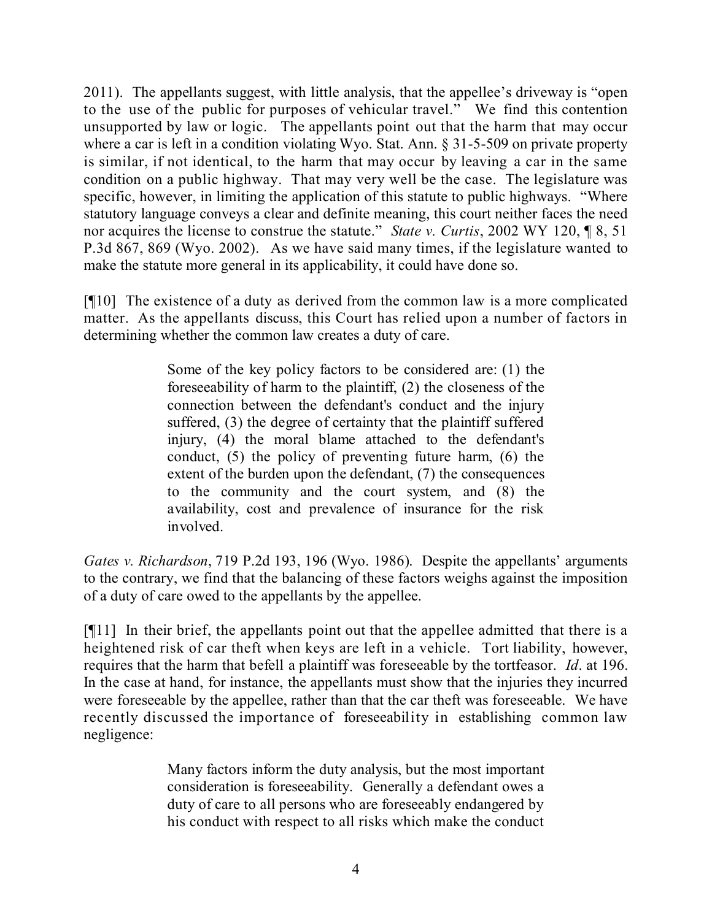2011). The appellants suggest, with little analysis, that the appellee's driveway is "open to the use of the public for purposes of vehicular travel." We find this contention unsupported by law or logic. The appellants point out that the harm that may occur where a car is left in a condition violating Wyo. Stat. Ann. § 31-5-509 on private property is similar, if not identical, to the harm that may occur by leaving a car in the same condition on a public highway. That may very well be the case. The legislature was specific, however, in limiting the application of this statute to public highways. "Where statutory language conveys a clear and definite meaning, this court neither faces the need nor acquires the license to construe the statute." *State v. Curtis*, 2002 WY 120, ¶ 8, 51 P.3d 867, 869 (Wyo. 2002). As we have said many times, if the legislature wanted to make the statute more general in its applicability, it could have done so.

[¶10] The existence of a duty as derived from the common law is a more complicated matter. As the appellants discuss, this Court has relied upon a number of factors in determining whether the common law creates a duty of care.

> Some of the key policy factors to be considered are: (1) the foreseeability of harm to the plaintiff, (2) the closeness of the connection between the defendant's conduct and the injury suffered, (3) the degree of certainty that the plaintiff suffered injury, (4) the moral blame attached to the defendant's conduct, (5) the policy of preventing future harm, (6) the extent of the burden upon the defendant, (7) the consequences to the community and the court system, and (8) the availability, cost and prevalence of insurance for the risk involved.

*Gates v. Richardson*, 719 P.2d 193, 196 (Wyo. 1986). Despite the appellants' arguments to the contrary, we find that the balancing of these factors weighs against the imposition of a duty of care owed to the appellants by the appellee.

[¶11] In their brief, the appellants point out that the appellee admitted that there is a heightened risk of car theft when keys are left in a vehicle. Tort liability, however, requires that the harm that befell a plaintiff was foreseeable by the tortfeasor. *Id*. at 196. In the case at hand, for instance, the appellants must show that the injuries they incurred were foreseeable by the appellee, rather than that the car theft was foreseeable. We have recently discussed the importance of foreseeability in establishing common law negligence:

> Many factors inform the duty analysis, but the most important consideration is foreseeability. Generally a defendant owes a duty of care to all persons who are foreseeably endangered by his conduct with respect to all risks which make the conduct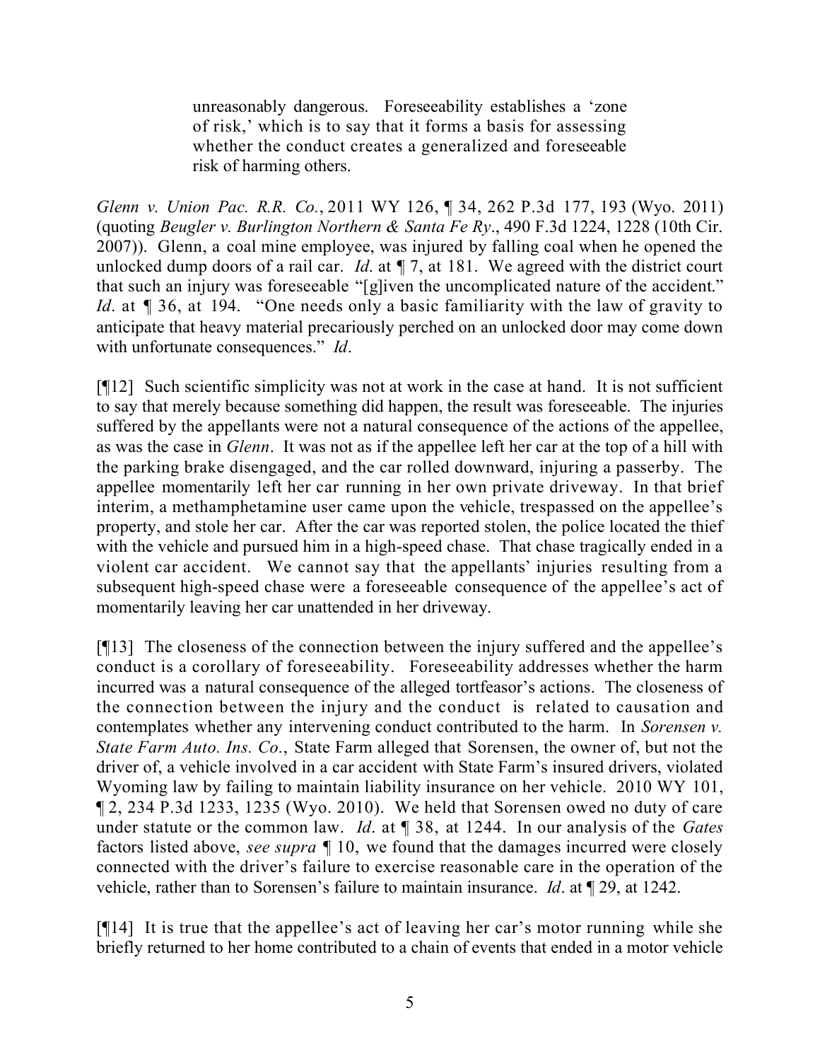> unreasonably dangerous. Foreseeability establishes a 'zone of risk,' which is to say that it forms a basis for assessing whether the conduct creates a generalized and foreseeable risk of harming others.

*Glenn v. Union Pac. R.R. Co.*, 2011 WY 126, ¶ 34, 262 P.3d 177, 193 (Wyo. 2011) (quoting *Beugler v. Burlington Northern & Santa Fe Ry*., 490 F.3d 1224, 1228 (10th Cir. 2007)). Glenn, a coal mine employee, was injured by falling coal when he opened the unlocked dump doors of a rail car. *Id*. at ¶ 7, at 181. We agreed with the district court that such an injury was foreseeable "[g]iven the uncomplicated nature of the accident." *Id*. at ¶ 36, at 194. "One needs only a basic familiarity with the law of gravity to anticipate that heavy material precariously perched on an unlocked door may come down with unfortunate consequences." *Id*.

[¶12] Such scientific simplicity was not at work in the case at hand. It is not sufficient to say that merely because something did happen, the result was foreseeable. The injuries suffered by the appellants were not a natural consequence of the actions of the appellee, as was the case in *Glenn*. It was not as if the appellee left her car at the top of a hill with the parking brake disengaged, and the car rolled downward, injuring a passerby. The appellee momentarily left her car running in her own private driveway. In that brief interim, a methamphetamine user came upon the vehicle, trespassed on the appellee's property, and stole her car. After the car was reported stolen, the police located the thief with the vehicle and pursued him in a high-speed chase. That chase tragically ended in a violent car accident. We cannot say that the appellants' injuries resulting from a subsequent high-speed chase were a foreseeable consequence of the appellee's act of momentarily leaving her car unattended in her driveway.

[¶13] The closeness of the connection between the injury suffered and the appellee's conduct is a corollary of foreseeability. Foreseeability addresses whether the harm incurred was a natural consequence of the alleged tortfeasor's actions. The closeness of the connection between the injury and the conduct is related to causation and contemplates whether any intervening conduct contributed to the harm. In *Sorensen v. State Farm Auto. Ins. Co.*, State Farm alleged that Sorensen, the owner of, but not the driver of, a vehicle involved in a car accident with State Farm's insured drivers, violated Wyoming law by failing to maintain liability insurance on her vehicle. 2010 WY 101, ¶ 2, 234 P.3d 1233, 1235 (Wyo. 2010). We held that Sorensen owed no duty of care under statute or the common law. *Id*. at ¶ 38, at 1244. In our analysis of the *Gates* factors listed above, *see supra* ¶ 10, we found that the damages incurred were closely connected with the driver's failure to exercise reasonable care in the operation of the vehicle, rather than to Sorensen's failure to maintain insurance. *Id*. at ¶ 29, at 1242.

[¶14] It is true that the appellee's act of leaving her car's motor running while she briefly returned to her home contributed to a chain of events that ended in a motor vehicle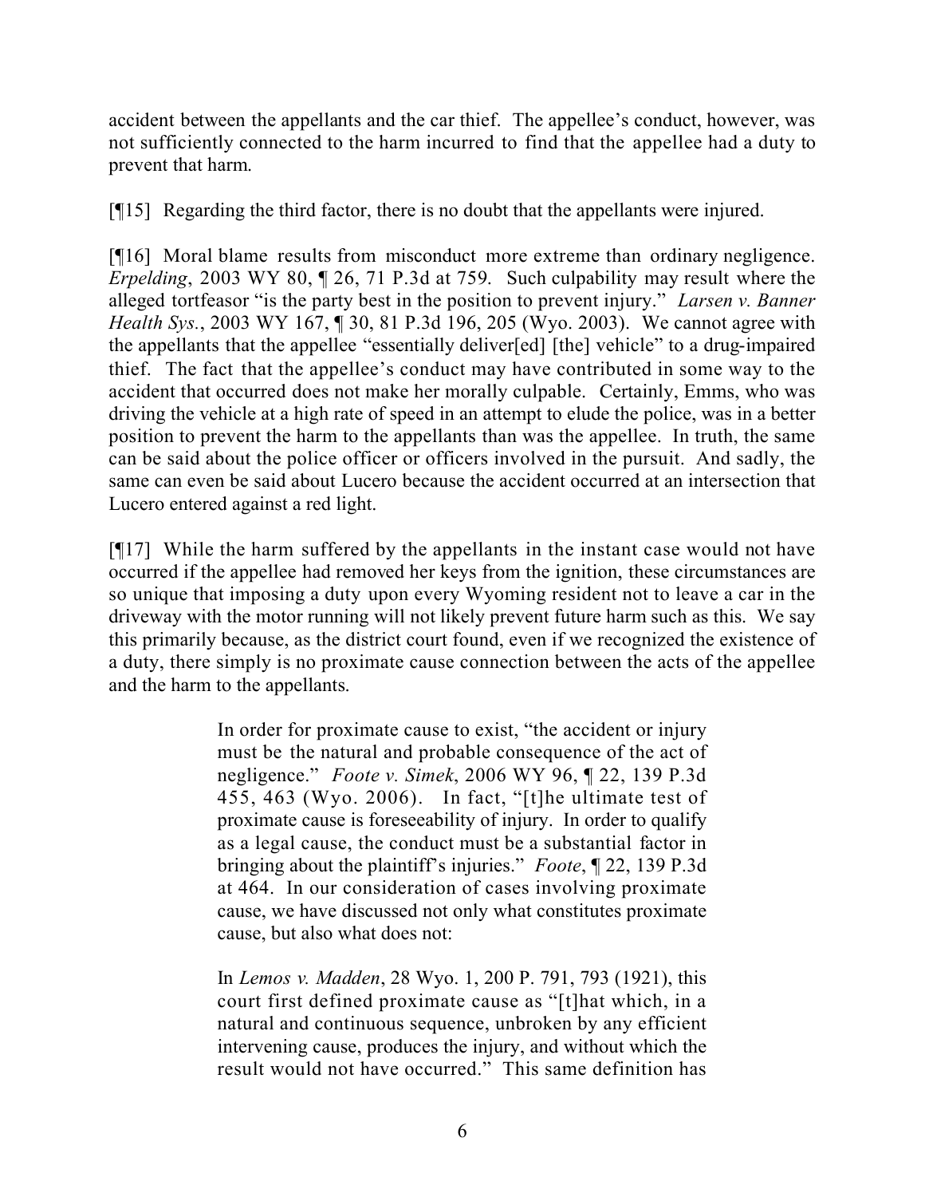accident between the appellants and the car thief. The appellee's conduct, however, was not sufficiently connected to the harm incurred to find that the appellee had a duty to prevent that harm.

[¶15] Regarding the third factor, there is no doubt that the appellants were injured.

[¶16] Moral blame results from misconduct more extreme than ordinary negligence. *Erpelding*, 2003 WY 80, ¶ 26, 71 P.3d at 759. Such culpability may result where the alleged tortfeasor "is the party best in the position to prevent injury." *Larsen v. Banner Health Sys.*, 2003 WY 167, ¶ 30, 81 P.3d 196, 205 (Wyo. 2003). We cannot agree with the appellants that the appellee "essentially deliver[ed] [the] vehicle" to a drug-impaired thief. The fact that the appellee's conduct may have contributed in some way to the accident that occurred does not make her morally culpable. Certainly, Emms, who was driving the vehicle at a high rate of speed in an attempt to elude the police, was in a better position to prevent the harm to the appellants than was the appellee. In truth, the same can be said about the police officer or officers involved in the pursuit. And sadly, the same can even be said about Lucero because the accident occurred at an intersection that Lucero entered against a red light.

[¶17] While the harm suffered by the appellants in the instant case would not have occurred if the appellee had removed her keys from the ignition, these circumstances are so unique that imposing a duty upon every Wyoming resident not to leave a car in the driveway with the motor running will not likely prevent future harm such as this. We say this primarily because, as the district court found, even if we recognized the existence of a duty, there simply is no proximate cause connection between the acts of the appellee and the harm to the appellants.

> In order for proximate cause to exist, "the accident or injury must be the natural and probable consequence of the act of negligence." *Foote v. Simek*, 2006 WY 96, ¶ 22, 139 P.3d 455, 463 (Wyo. 2006). In fact, "[t]he ultimate test of proximate cause is foreseeability of injury. In order to qualify as a legal cause, the conduct must be a substantial factor in bringing about the plaintiff's injuries." *Foote*, ¶ 22, 139 P.3d at 464. In our consideration of cases involving proximate cause, we have discussed not only what constitutes proximate cause, but also what does not:
>
> In *Lemos v. Madden*, 28 Wyo. 1, 200 P. 791, 793 (1921), this court first defined proximate cause as "[t]hat which, in a natural and continuous sequence, unbroken by any efficient intervening cause, produces the injury, and without which the result would not have occurred." This same definition has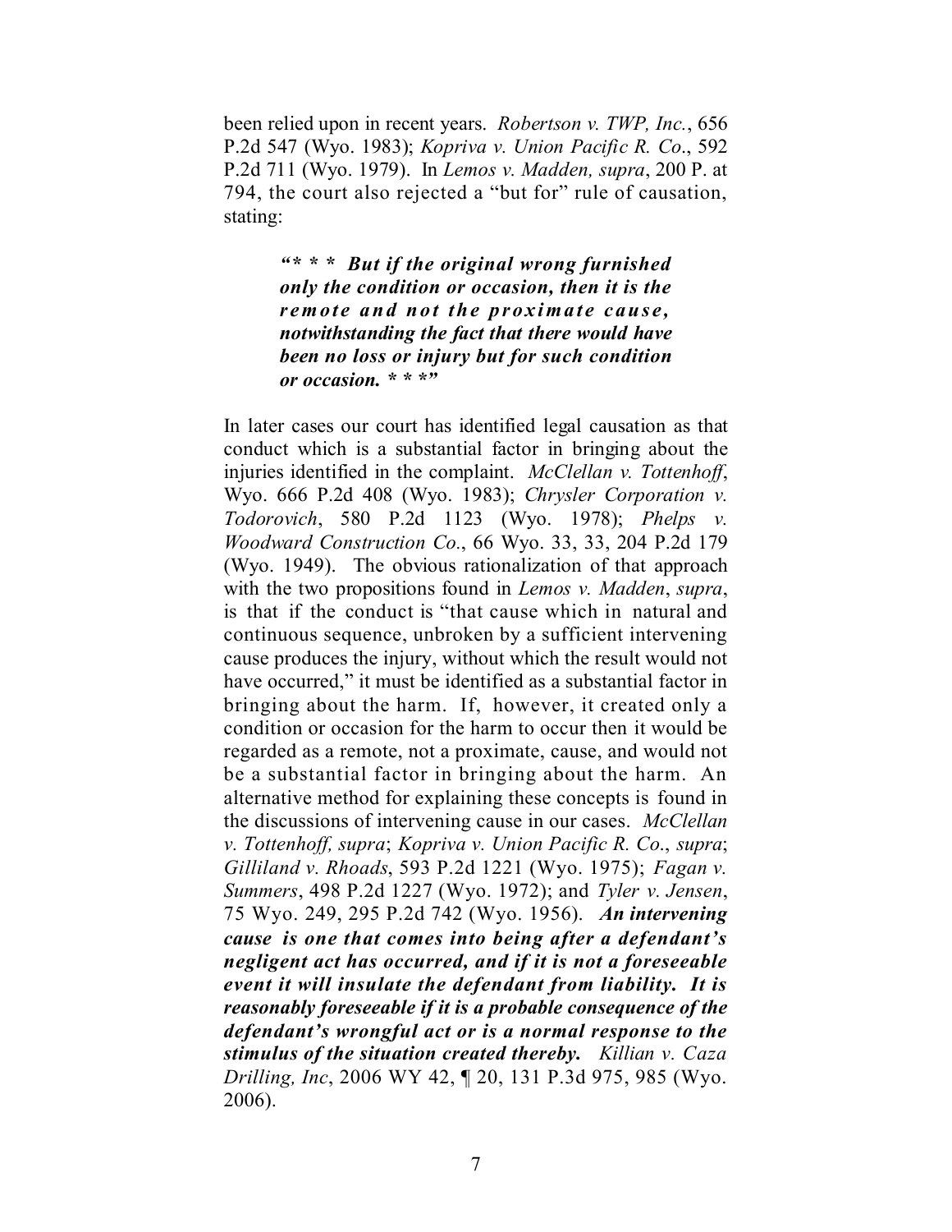been relied upon in recent years. *Robertson v. TWP, Inc.*, 656 P.2d 547 (Wyo. 1983); *Kopriva v. Union Pacific R. Co*., 592 P.2d 711 (Wyo. 1979). In *Lemos v. Madden, supra*, 200 P. at 794, the court also rejected a "but for" rule of causation, stating:

> ***"\* \* \* But if the original wrong furnished only the condition or occasion, then it is the remote and not the proximate cause, notwithstanding the fact that there would have been no loss or injury but for such condition or occasion. \* \* \*"***

In later cases our court has identified legal causation as that conduct which is a substantial factor in bringing about the injuries identified in the complaint. *McClellan v. Tottenhoff*, Wyo. 666 P.2d 408 (Wyo. 1983); *Chrysler Corporation v. Todorovich*, 580 P.2d 1123 (Wyo. 1978); *Phelps v. Woodward Construction Co.*, 66 Wyo. 33, 33, 204 P.2d 179 (Wyo. 1949). The obvious rationalization of that approach with the two propositions found in *Lemos v. Madden*, *supra*, is that if the conduct is "that cause which in natural and continuous sequence, unbroken by a sufficient intervening cause produces the injury, without which the result would not have occurred," it must be identified as a substantial factor in bringing about the harm. If, however, it created only a condition or occasion for the harm to occur then it would be regarded as a remote, not a proximate, cause, and would not be a substantial factor in bringing about the harm. An alternative method for explaining these concepts is found in the discussions of intervening cause in our cases. *McClellan v. Tottenhoff, supra*; *Kopriva v. Union Pacific R. Co*., *supra*; *Gilliland v. Rhoads*, 593 P.2d 1221 (Wyo. 1975); *Fagan v. Summers*, 498 P.2d 1227 (Wyo. 1972); and *Tyler v. Jensen*, 75 Wyo. 249, 295 P.2d 742 (Wyo. 1956). ***An intervening cause is one that comes into being after a defendant's negligent act has occurred, and if it is not a foreseeable event it will insulate the defendant from liability. It is reasonably foreseeable if it is a probable consequence of the defendant's wrongful act or is a normal response to the stimulus of the situation created thereby.*** *Killian v. Caza Drilling, Inc*, 2006 WY 42, ¶ 20, 131 P.3d 975, 985 (Wyo. 2006).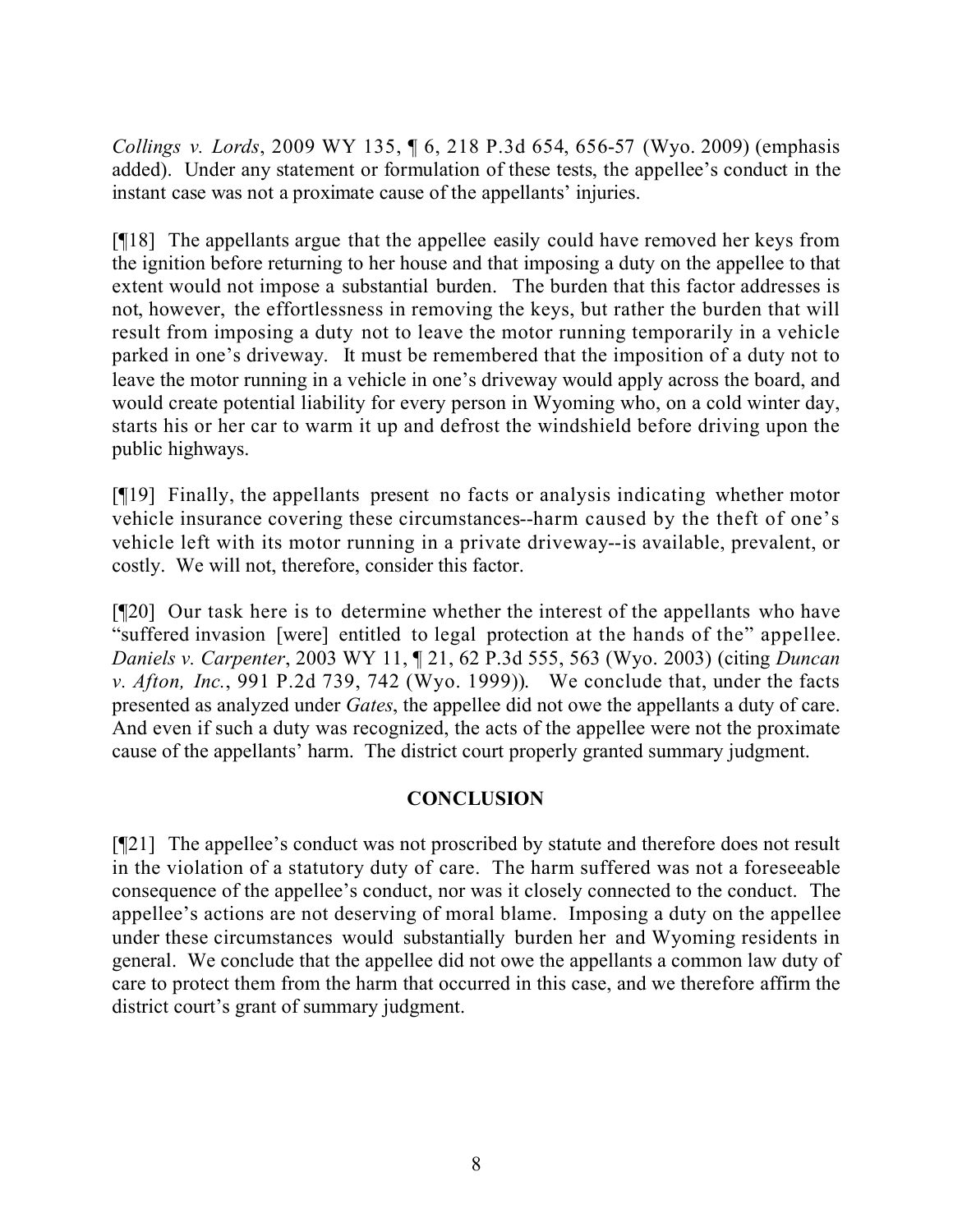*Collings v. Lords*, 2009 WY 135, ¶ 6, 218 P.3d 654, 656-57 (Wyo. 2009) (emphasis added). Under any statement or formulation of these tests, the appellee's conduct in the instant case was not a proximate cause of the appellants' injuries.

[¶18] The appellants argue that the appellee easily could have removed her keys from the ignition before returning to her house and that imposing a duty on the appellee to that extent would not impose a substantial burden. The burden that this factor addresses is not, however, the effortlessness in removing the keys, but rather the burden that will result from imposing a duty not to leave the motor running temporarily in a vehicle parked in one's driveway. It must be remembered that the imposition of a duty not to leave the motor running in a vehicle in one's driveway would apply across the board, and would create potential liability for every person in Wyoming who, on a cold winter day, starts his or her car to warm it up and defrost the windshield before driving upon the public highways.

[¶19] Finally, the appellants present no facts or analysis indicating whether motor vehicle insurance covering these circumstances--harm caused by the theft of one's vehicle left with its motor running in a private driveway--is available, prevalent, or costly. We will not, therefore, consider this factor.

[¶20] Our task here is to determine whether the interest of the appellants who have "suffered invasion [were] entitled to legal protection at the hands of the" appellee. *Daniels v. Carpenter*, 2003 WY 11, ¶ 21, 62 P.3d 555, 563 (Wyo. 2003) (citing *Duncan v. Afton, Inc.*, 991 P.2d 739, 742 (Wyo. 1999)). We conclude that, under the facts presented as analyzed under *Gates*, the appellee did not owe the appellants a duty of care. And even if such a duty was recognized, the acts of the appellee were not the proximate cause of the appellants' harm. The district court properly granted summary judgment.

## CONCLUSION

[¶21] The appellee's conduct was not proscribed by statute and therefore does not result in the violation of a statutory duty of care. The harm suffered was not a foreseeable consequence of the appellee's conduct, nor was it closely connected to the conduct. The appellee's actions are not deserving of moral blame. Imposing a duty on the appellee under these circumstances would substantially burden her and Wyoming residents in general. We conclude that the appellee did not owe the appellants a common law duty of care to protect them from the harm that occurred in this case, and we therefore affirm the district court's grant of summary judgment.